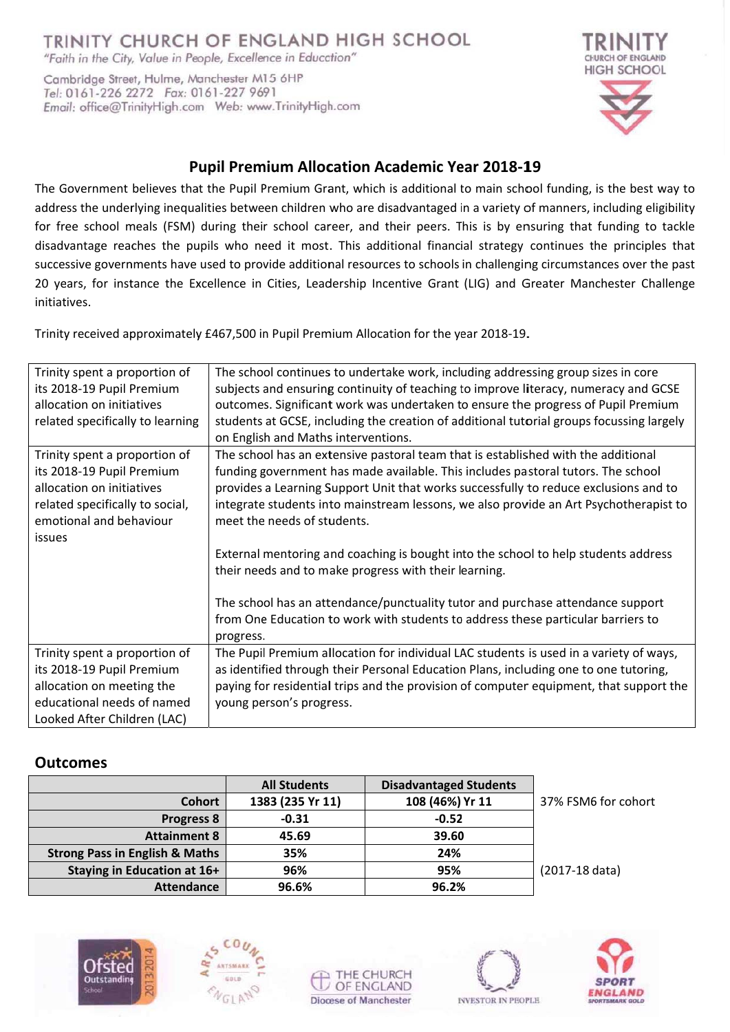# TRINITY CHURCH OF ENGLAND HIGH SCHOOL

*"Faith in the City, Value in People, Excellence in Educction"*

Cambridge Street, Hulme, Manchester M15 6HP
Tel: 0161-226 2272 Fax: 0161-227 9691
Email: office@TrinityHigh.com Web: www.TrinityHigh.com

## Pupil Premium Allocation Academic Year 2018-19

The Government believes that the Pupil Premium Grant, which is additional to main school funding, is the best way to address the underlying inequalities between children who are disadvantaged in a variety of manners, including eligibility for free school meals (FSM) during their school career, and their peers. This is by ensuring that funding to tackle disadvantage reaches the pupils who need it most. This additional financial strategy continues the principles that successive governments have used to provide additional resources to schools in challenging circumstances over the past 20 years, for instance the Excellence in Cities, Leadership Incentive Grant (LIG) and Greater Manchester Challenge initiatives.

Trinity received approximately £467,500 in Pupil Premium Allocation for the year 2018-19.

| | |
|---|---|
| Trinity spent a proportion of its 2018-19 Pupil Premium allocation on initiatives related specifically to learning | The school continues to undertake work, including addressing group sizes in core subjects and ensuring continuity of teaching to improve literacy, numeracy and GCSE outcomes. Significant work was undertaken to ensure the progress of Pupil Premium students at GCSE, including the creation of additional tutorial groups focussing largely on English and Maths interventions. |
| Trinity spent a proportion of its 2018-19 Pupil Premium allocation on initiatives related specifically to social, emotional and behaviour issues | The school has an extensive pastoral team that is established with the additional funding government has made available. This includes pastoral tutors. The school provides a Learning Support Unit that works successfully to reduce exclusions and to integrate students into mainstream lessons, we also provide an Art Psychotherapist to meet the needs of students.<br><br>External mentoring and coaching is bought into the school to help students address their needs and to make progress with their learning.<br><br>The school has an attendance/punctuality tutor and purchase attendance support from One Education to work with students to address these particular barriers to progress. |
| Trinity spent a proportion of its 2018-19 Pupil Premium allocation on meeting the educational needs of named Looked After Children (LAC) | The Pupil Premium allocation for individual LAC students is used in a variety of ways, as identified through their Personal Education Plans, including one to one tutoring, paying for residential trips and the provision of computer equipment, that support the young person's progress. |

### Outcomes

| | All Students | Disadvantaged Students | |
|---|---|---|---|
| **Cohort** | 1383 (235 Yr 11) | 108 (46%) Yr 11 | 37% FSM6 for cohort |
| **Progress 8** | -0.31 | -0.52 | |
| **Attainment 8** | 45.69 | 39.60 | |
| **Strong Pass in English & Maths** | 35% | 24% | |
| **Staying in Education at 16+** | 96% | 95% | (2017-18 data) |
| **Attendance** | 96.6% | 96.2% | |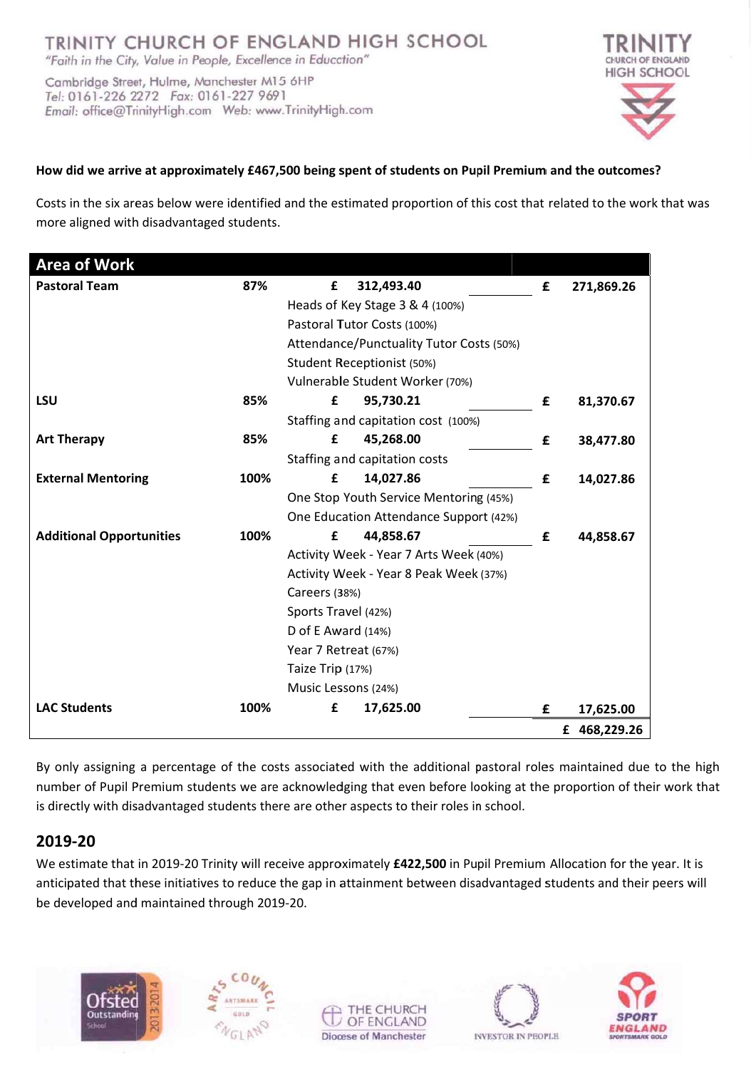# TRINITY CHURCH OF ENGLAND HIGH SCHOOL

*"Faith in the City, Value in People, Excellence in Educction"*

Cambridge Street, Hulme, Manchester M15 6HP
Tel: 0161-226 2272 Fax: 0161-227 9691
Email: office@TrinityHigh.com Web: www.TrinityHigh.com

**How did we arrive at approximately £467,500 being spent of students on Pupil Premium and the outcomes?**

Costs in the six areas below were identified and the estimated proportion of this cost that related to the work that was more aligned with disadvantaged students.

| Area of Work | | | |
|---|---|---|---|
| **Pastoral Team** | **87%** | **£ 312,493.40** | **£ 271,869.26** |
| | | Heads of Key Stage 3 & 4 (100%) | |
| | | Pastoral Tutor Costs (100%) | |
| | | Attendance/Punctuality Tutor Costs (50%) | |
| | | Student Receptionist (50%) | |
| | | Vulnerable Student Worker (70%) | |
| **LSU** | **85%** | **£ 95,730.21** | **£ 81,370.67** |
| | | Staffing and capitation cost (100%) | |
| **Art Therapy** | **85%** | **£ 45,268.00** | **£ 38,477.80** |
| | | Staffing and capitation costs | |
| **External Mentoring** | **100%** | **£ 14,027.86** | **£ 14,027.86** |
| | | One Stop Youth Service Mentoring (45%) | |
| | | One Education Attendance Support (42%) | |
| **Additional Opportunities** | **100%** | **£ 44,858.67** | **£ 44,858.67** |
| | | Activity Week - Year 7 Arts Week (40%) | |
| | | Activity Week - Year 8 Peak Week (37%) | |
| | | Careers (38%) | |
| | | Sports Travel (42%) | |
| | | D of E Award (14%) | |
| | | Year 7 Retreat (67%) | |
| | | Taize Trip (17%) | |
| | | Music Lessons (24%) | |
| **LAC Students** | **100%** | **£ 17,625.00** | **£ 17,625.00** |
| | | | **£ 468,229.26** |

By only assigning a percentage of the costs associated with the additional pastoral roles maintained due to the high number of Pupil Premium students we are acknowledging that even before looking at the proportion of their work that is directly with disadvantaged students there are other aspects to their roles in school.

## 2019-20

We estimate that in 2019-20 Trinity will receive approximately **£422,500** in Pupil Premium Allocation for the year. It is anticipated that these initiatives to reduce the gap in attainment between disadvantaged students and their peers will be developed and maintained through 2019-20.